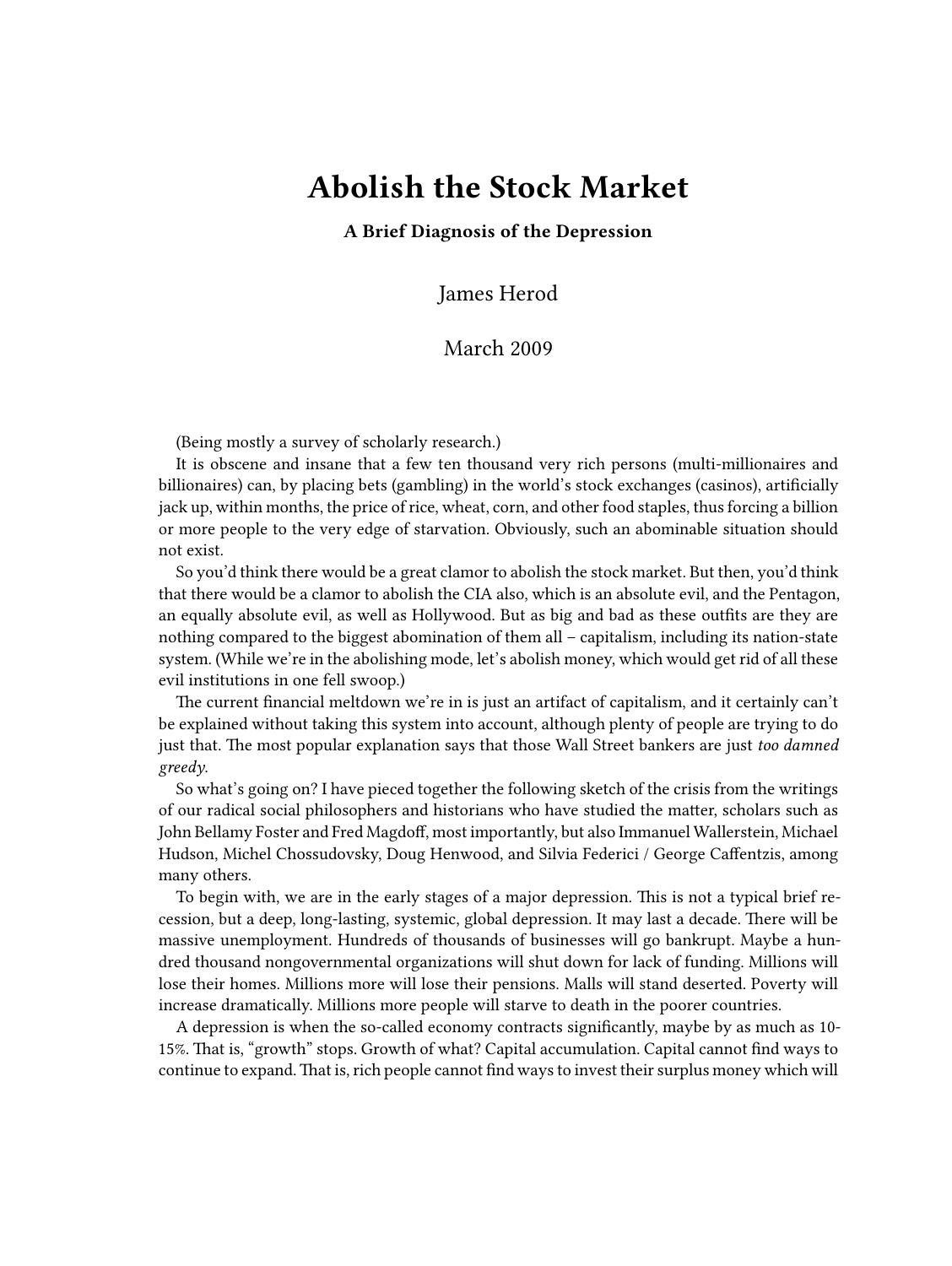# Abolish the Stock Market

**A Brief Diagnosis of the Depression**

James Herod

March 2009

(Being mostly a survey of scholarly research.)

It is obscene and insane that a few ten thousand very rich persons (multi-millionaires and billionaires) can, by placing bets (gambling) in the world's stock exchanges (casinos), artificially jack up, within months, the price of rice, wheat, corn, and other food staples, thus forcing a billion or more people to the very edge of starvation. Obviously, such an abominable situation should not exist.

So you'd think there would be a great clamor to abolish the stock market. But then, you'd think that there would be a clamor to abolish the CIA also, which is an absolute evil, and the Pentagon, an equally absolute evil, as well as Hollywood. But as big and bad as these outfits are they are nothing compared to the biggest abomination of them all – capitalism, including its nation-state system. (While we're in the abolishing mode, let's abolish money, which would get rid of all these evil institutions in one fell swoop.)

The current financial meltdown we're in is just an artifact of capitalism, and it certainly can't be explained without taking this system into account, although plenty of people are trying to do just that. The most popular explanation says that those Wall Street bankers are just *too damned greedy*.

So what's going on? I have pieced together the following sketch of the crisis from the writings of our radical social philosophers and historians who have studied the matter, scholars such as John Bellamy Foster and Fred Magdoff, most importantly, but also Immanuel Wallerstein, Michael Hudson, Michel Chossudovsky, Doug Henwood, and Silvia Federici / George Caffentzis, among many others.

To begin with, we are in the early stages of a major depression. This is not a typical brief recession, but a deep, long-lasting, systemic, global depression. It may last a decade. There will be massive unemployment. Hundreds of thousands of businesses will go bankrupt. Maybe a hundred thousand nongovernmental organizations will shut down for lack of funding. Millions will lose their homes. Millions more will lose their pensions. Malls will stand deserted. Poverty will increase dramatically. Millions more people will starve to death in the poorer countries.

A depression is when the so-called economy contracts significantly, maybe by as much as 10-15%. That is, "growth" stops. Growth of what? Capital accumulation. Capital cannot find ways to continue to expand. That is, rich people cannot find ways to invest their surplus money which will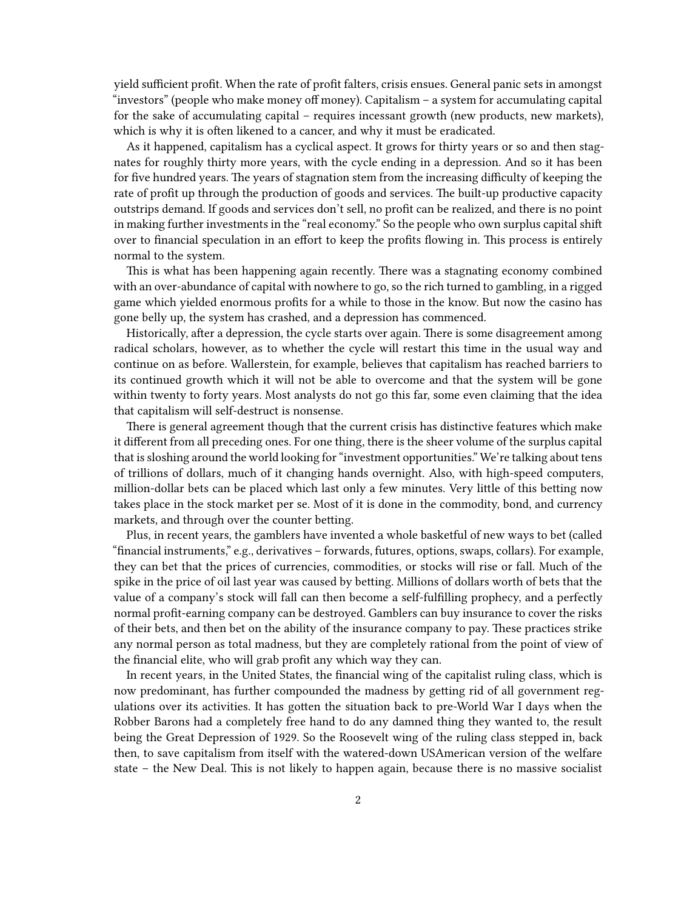yield sufficient profit. When the rate of profit falters, crisis ensues. General panic sets in amongst "investors" (people who make money off money). Capitalism – a system for accumulating capital for the sake of accumulating capital – requires incessant growth (new products, new markets), which is why it is often likened to a cancer, and why it must be eradicated.

As it happened, capitalism has a cyclical aspect. It grows for thirty years or so and then stagnates for roughly thirty more years, with the cycle ending in a depression. And so it has been for five hundred years. The years of stagnation stem from the increasing difficulty of keeping the rate of profit up through the production of goods and services. The built-up productive capacity outstrips demand. If goods and services don't sell, no profit can be realized, and there is no point in making further investments in the "real economy." So the people who own surplus capital shift over to financial speculation in an effort to keep the profits flowing in. This process is entirely normal to the system.

This is what has been happening again recently. There was a stagnating economy combined with an over-abundance of capital with nowhere to go, so the rich turned to gambling, in a rigged game which yielded enormous profits for a while to those in the know. But now the casino has gone belly up, the system has crashed, and a depression has commenced.

Historically, after a depression, the cycle starts over again. There is some disagreement among radical scholars, however, as to whether the cycle will restart this time in the usual way and continue on as before. Wallerstein, for example, believes that capitalism has reached barriers to its continued growth which it will not be able to overcome and that the system will be gone within twenty to forty years. Most analysts do not go this far, some even claiming that the idea that capitalism will self-destruct is nonsense.

There is general agreement though that the current crisis has distinctive features which make it different from all preceding ones. For one thing, there is the sheer volume of the surplus capital that is sloshing around the world looking for "investment opportunities." We're talking about tens of trillions of dollars, much of it changing hands overnight. Also, with high-speed computers, million-dollar bets can be placed which last only a few minutes. Very little of this betting now takes place in the stock market per se. Most of it is done in the commodity, bond, and currency markets, and through over the counter betting.

Plus, in recent years, the gamblers have invented a whole basketful of new ways to bet (called "financial instruments," e.g., derivatives – forwards, futures, options, swaps, collars). For example, they can bet that the prices of currencies, commodities, or stocks will rise or fall. Much of the spike in the price of oil last year was caused by betting. Millions of dollars worth of bets that the value of a company's stock will fall can then become a self-fulfilling prophecy, and a perfectly normal profit-earning company can be destroyed. Gamblers can buy insurance to cover the risks of their bets, and then bet on the ability of the insurance company to pay. These practices strike any normal person as total madness, but they are completely rational from the point of view of the financial elite, who will grab profit any which way they can.

In recent years, in the United States, the financial wing of the capitalist ruling class, which is now predominant, has further compounded the madness by getting rid of all government regulations over its activities. It has gotten the situation back to pre-World War I days when the Robber Barons had a completely free hand to do any damned thing they wanted to, the result being the Great Depression of 1929. So the Roosevelt wing of the ruling class stepped in, back then, to save capitalism from itself with the watered-down USAmerican version of the welfare state – the New Deal. This is not likely to happen again, because there is no massive socialist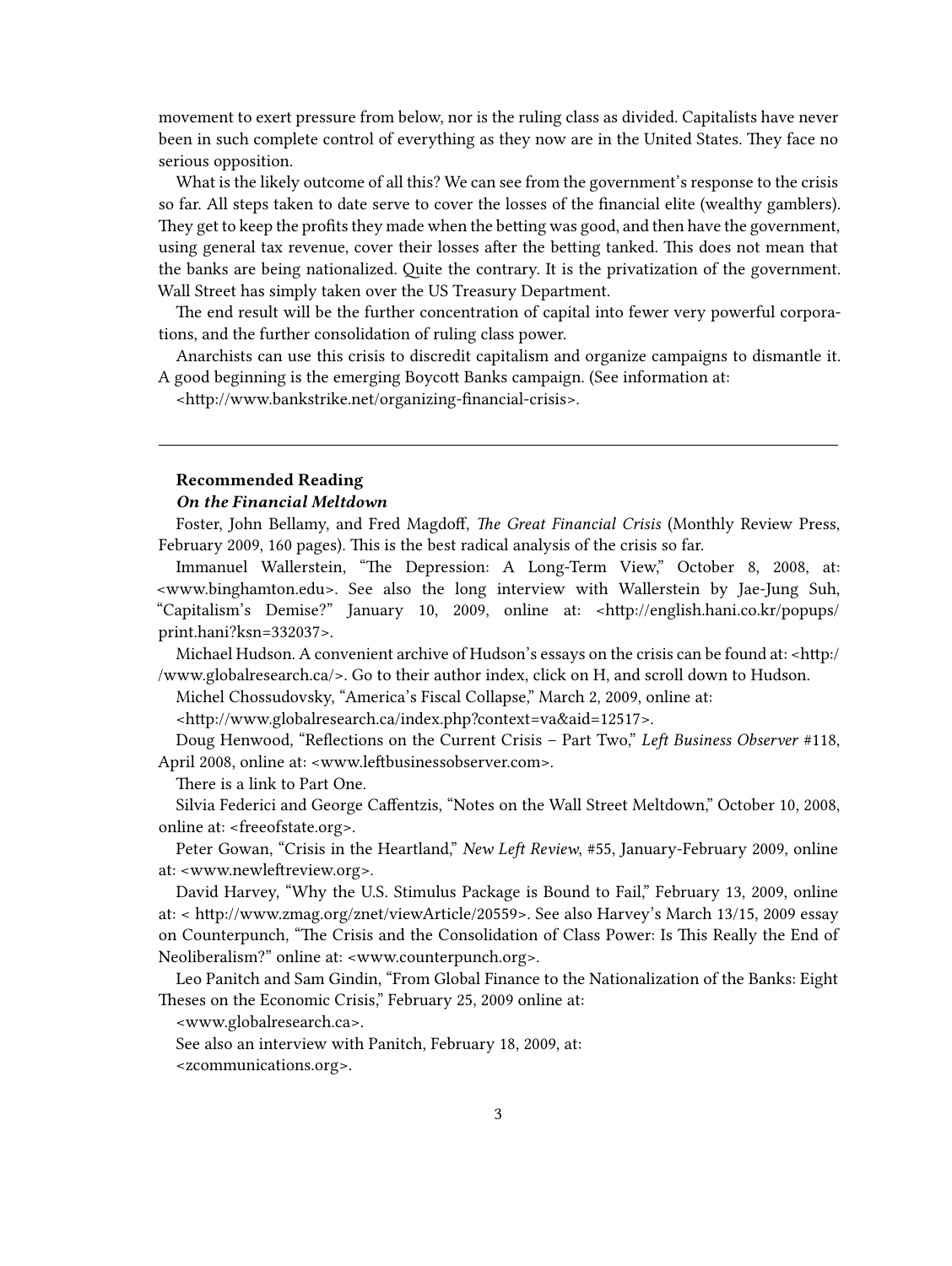movement to exert pressure from below, nor is the ruling class as divided. Capitalists have never been in such complete control of everything as they now are in the United States. They face no serious opposition.

What is the likely outcome of all this? We can see from the government's response to the crisis so far. All steps taken to date serve to cover the losses of the financial elite (wealthy gamblers). They get to keep the profits they made when the betting was good, and then have the government, using general tax revenue, cover their losses after the betting tanked. This does not mean that the banks are being nationalized. Quite the contrary. It is the privatization of the government. Wall Street has simply taken over the US Treasury Department.

The end result will be the further concentration of capital into fewer very powerful corporations, and the further consolidation of ruling class power.

Anarchists can use this crisis to discredit capitalism and organize campaigns to dismantle it. A good beginning is the emerging Boycott Banks campaign. (See information at:

<http://www.bankstrike.net/organizing-financial-crisis>.

---

**Recommended Reading**

***On the Financial Meltdown***

Foster, John Bellamy, and Fred Magdoff, *The Great Financial Crisis* (Monthly Review Press, February 2009, 160 pages). This is the best radical analysis of the crisis so far.

Immanuel Wallerstein, "The Depression: A Long-Term View," October 8, 2008, at: <www.binghamton.edu>. See also the long interview with Wallerstein by Jae-Jung Suh, "Capitalism's Demise?" January 10, 2009, online at: <http://english.hani.co.kr/popups/print.hani?ksn=332037>.

Michael Hudson. A convenient archive of Hudson's essays on the crisis can be found at: <http://www.globalresearch.ca/>. Go to their author index, click on H, and scroll down to Hudson.

Michel Chossudovsky, "America's Fiscal Collapse," March 2, 2009, online at:

<http://www.globalresearch.ca/index.php?context=va&aid=12517>.

Doug Henwood, "Reflections on the Current Crisis – Part Two," *Left Business Observer* #118, April 2008, online at: <www.leftbusinessobserver.com>.

There is a link to Part One.

Silvia Federici and George Caffentzis, "Notes on the Wall Street Meltdown," October 10, 2008, online at: <freeofstate.org>.

Peter Gowan, "Crisis in the Heartland," *New Left Review*, #55, January-February 2009, online at: <www.newleftreview.org>.

David Harvey, "Why the U.S. Stimulus Package is Bound to Fail," February 13, 2009, online at: < http://www.zmag.org/znet/viewArticle/20559>. See also Harvey's March 13/15, 2009 essay on Counterpunch, "The Crisis and the Consolidation of Class Power: Is This Really the End of Neoliberalism?" online at: <www.counterpunch.org>.

Leo Panitch and Sam Gindin, "From Global Finance to the Nationalization of the Banks: Eight Theses on the Economic Crisis," February 25, 2009 online at:

<www.globalresearch.ca>.

See also an interview with Panitch, February 18, 2009, at:

<zcommunications.org>.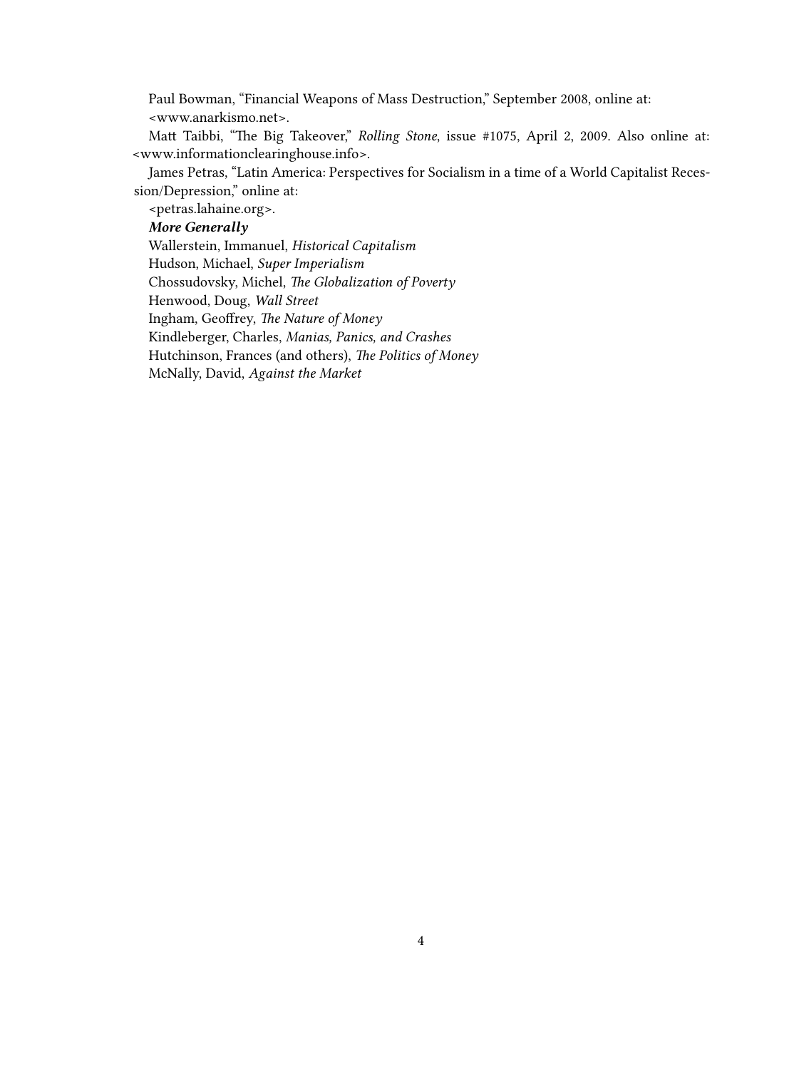Paul Bowman, "Financial Weapons of Mass Destruction," September 2008, online at: <www.anarkismo.net>.

Matt Taibbi, "The Big Takeover," *Rolling Stone*, issue #1075, April 2, 2009. Also online at: <www.informationclearinghouse.info>.

James Petras, "Latin America: Perspectives for Socialism in a time of a World Capitalist Recession/Depression," online at:

<petras.lahaine.org>.

***More Generally***

Wallerstein, Immanuel, *Historical Capitalism*

Hudson, Michael, *Super Imperialism*

Chossudovsky, Michel, *The Globalization of Poverty*

Henwood, Doug, *Wall Street*

Ingham, Geoffrey, *The Nature of Money*

Kindleberger, Charles, *Manias, Panics, and Crashes*

Hutchinson, Frances (and others), *The Politics of Money*

McNally, David, *Against the Market*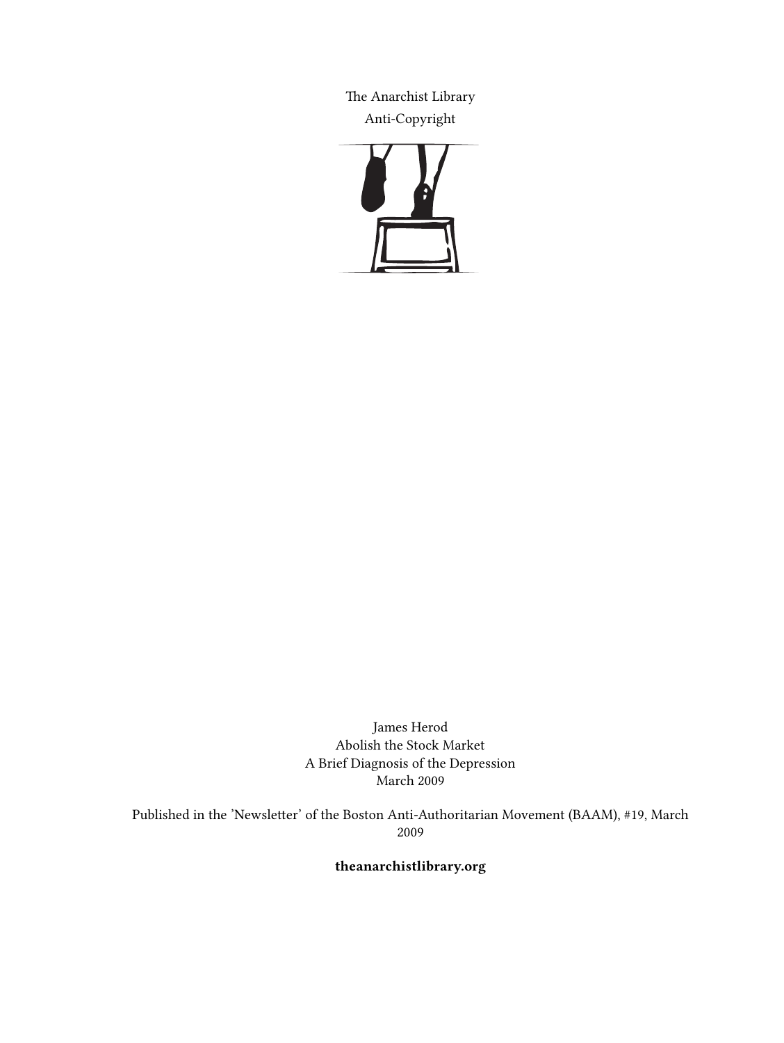The Anarchist Library
Anti-Copyright

James Herod
Abolish the Stock Market
A Brief Diagnosis of the Depression
March 2009

Published in the 'Newsletter' of the Boston Anti-Authoritarian Movement (BAAM), #19, March 2009

**theanarchistlibrary.org**